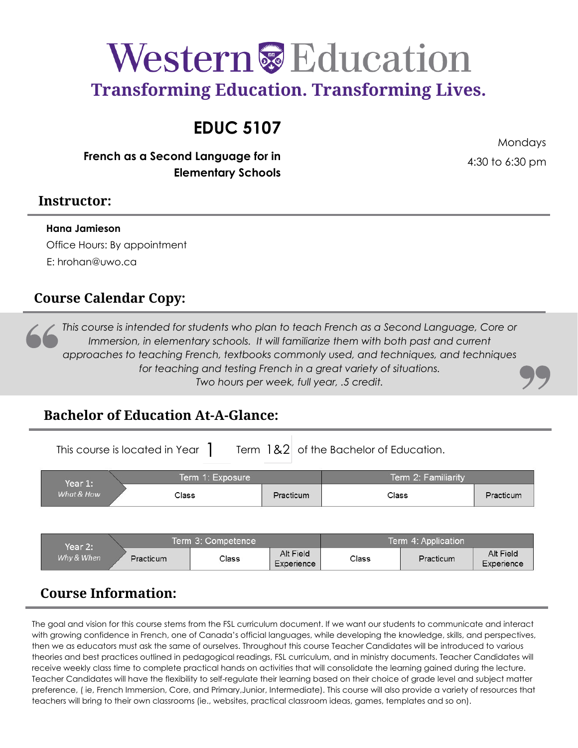# Western Education

## Transforming Education. Transforming Lives.

# EDUC 5107

**French as a Second Language for in Elementary Schools**

Mondays
4:30 to 6:30 pm

## Instructor:

**Hana Jamieson**

Office Hours: By appointment

E: hrohan@uwo.ca

## Course Calendar Copy:

> *This course is intended for students who plan to teach French as a Second Language, Core or Immersion, in elementary schools. It will familiarize them with both past and current approaches to teaching French, textbooks commonly used, and techniques, and techniques for teaching and testing French in a great variety of situations.*
> *Two hours per week, full year, .5 credit.*

## Bachelor of Education At-A-Glance:

This course is located in Year 1 Term 1&2 of the Bachelor of Education.

| Year 1: *What & How* | Term 1: Exposure | | Term 2: Familiarity | |
|---|---|---|---|---|
| | Class | Practicum | Class | Practicum |

| Year 2: *Why & When* | Term 3: Competence | | | Term 4: Application | | |
|---|---|---|---|---|---|---|
| | Practicum | Class | Alt Field Experience | Class | Practicum | Alt Field Experience |

## Course Information:

The goal and vision for this course stems from the FSL curriculum document. If we want our students to communicate and interact with growing confidence in French, one of Canada's official languages, while developing the knowledge, skills, and perspectives, then we as educators must ask the same of ourselves. Throughout this course Teacher Candidates will be introduced to various theories and best practices outlined in pedagogical readings, FSL curriculum, and in ministry documents. Teacher Candidates will receive weekly class time to complete practical hands on activities that will consolidate the learning gained during the lecture. Teacher Candidates will have the flexibility to self-regulate their learning based on their choice of grade level and subject matter preference, ( ie, French Immersion, Core, and Primary,Junior, Intermediate). This course will also provide a variety of resources that teachers will bring to their own classrooms (ie., websites, practical classroom ideas, games, templates and so on).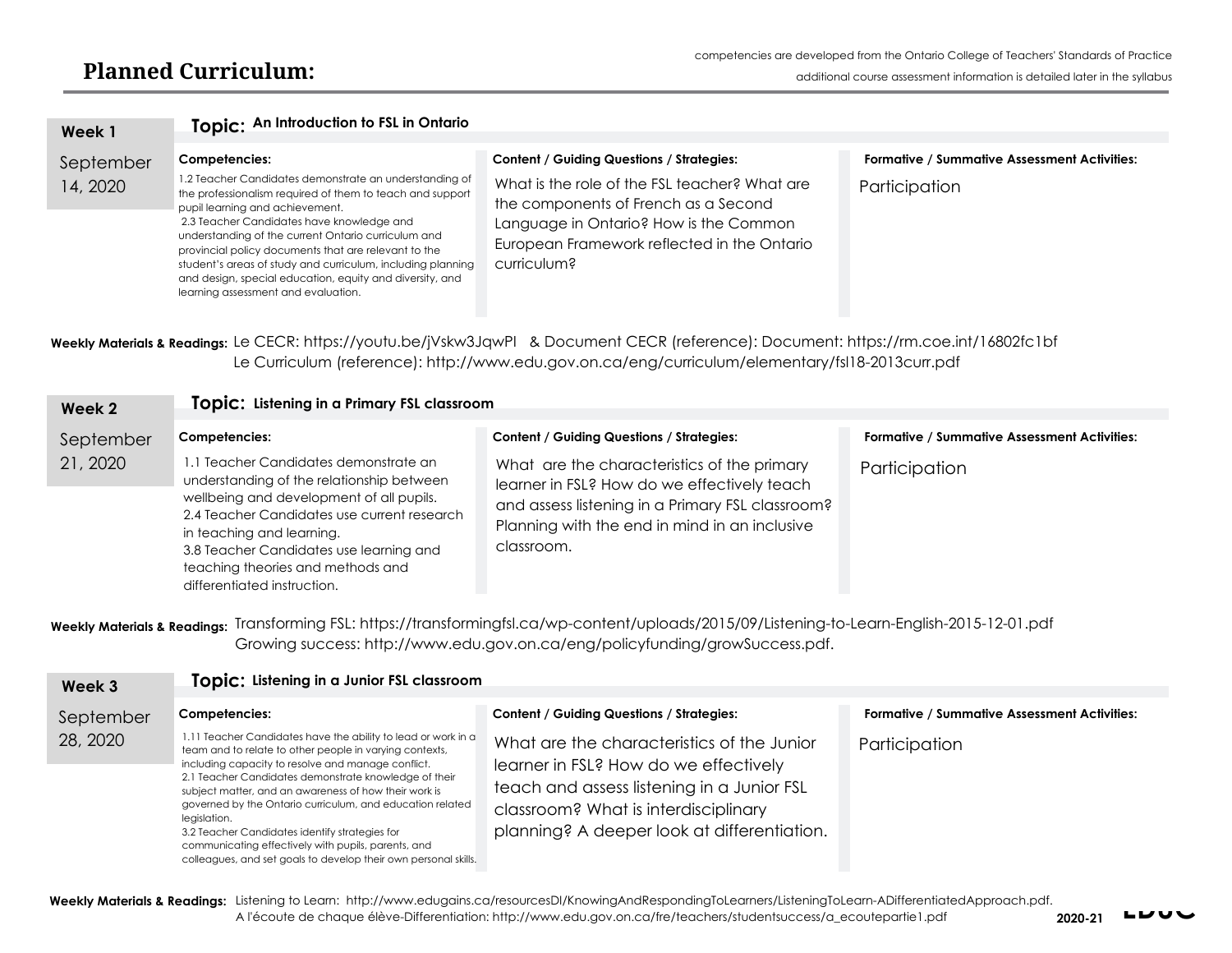# Planned Curriculum:

competencies are developed from the Ontario College of Teachers' Standards of Practice

additional course assessment information is detailed later in the syllabus

## Week 1 — September 14, 2020

**Topic: An Introduction to FSL in Ontario**

| Competencies: | Content / Guiding Questions / Strategies: | Formative / Summative Assessment Activities: |
|---|---|---|
| 1.2 Teacher Candidates demonstrate an understanding of the professionalism required of them to teach and support pupil learning and achievement. 2.3 Teacher Candidates have knowledge and understanding of the current Ontario curriculum and provincial policy documents that are relevant to the student's areas of study and curriculum, including planning and design, special education, equity and diversity, and learning assessment and evaluation. | What is the role of the FSL teacher? What are the components of French as a Second Language in Ontario? How is the Common European Framework reflected in the Ontario curriculum? | Participation |

**Weekly Materials & Readings:** Le CECR: https://youtu.be/jVskw3JqwPI & Document CECR (reference): Document: https://rm.coe.int/16802fc1bf
Le Curriculum (reference): http://www.edu.gov.on.ca/eng/curriculum/elementary/fsl18-2013curr.pdf

## Week 2 — September 21, 2020

**Topic: Listening in a Primary FSL classroom**

| Competencies: | Content / Guiding Questions / Strategies: | Formative / Summative Assessment Activities: |
|---|---|---|
| 1.1 Teacher Candidates demonstrate an understanding of the relationship between wellbeing and development of all pupils. 2.4 Teacher Candidates use current research in teaching and learning. 3.8 Teacher Candidates use learning and teaching theories and methods and differentiated instruction. | What are the characteristics of the primary learner in FSL? How do we effectively teach and assess listening in a Primary FSL classroom? Planning with the end in mind in an inclusive classroom. | Participation |

**Weekly Materials & Readings:** Transforming FSL: https://transformingfsl.ca/wp-content/uploads/2015/09/Listening-to-Learn-English-2015-12-01.pdf
Growing success: http://www.edu.gov.on.ca/eng/policyfunding/growSuccess.pdf.

## Week 3 — September 28, 2020

**Topic: Listening in a Junior FSL classroom**

| Competencies: | Content / Guiding Questions / Strategies: | Formative / Summative Assessment Activities: |
|---|---|---|
| 1.11 Teacher Candidates have the ability to lead or work in a team and to relate to other people in varying contexts, including capacity to resolve and manage conflict. 2.1 Teacher Candidates demonstrate knowledge of their subject matter, and an awareness of how their work is governed by the Ontario curriculum, and education related legislation. 3.2 Teacher Candidates identify strategies for communicating effectively with pupils, parents, and colleagues, and set goals to develop their own personal skills. | What are the characteristics of the Junior learner in FSL? How do we effectively teach and assess listening in a Junior FSL classroom? What is interdisciplinary planning? A deeper look at differentiation. | Participation |

**Weekly Materials & Readings:** Listening to Learn: http://www.edugains.ca/resourcesDI/KnowingAndRespondingToLearners/ListeningToLearn-ADifferentiatedApproach.pdf.
A l'écoute de chaque élève-Differentiation: http://www.edu.gov.on.ca/fre/teachers/studentsuccess/a_ecoutepartie1.pdf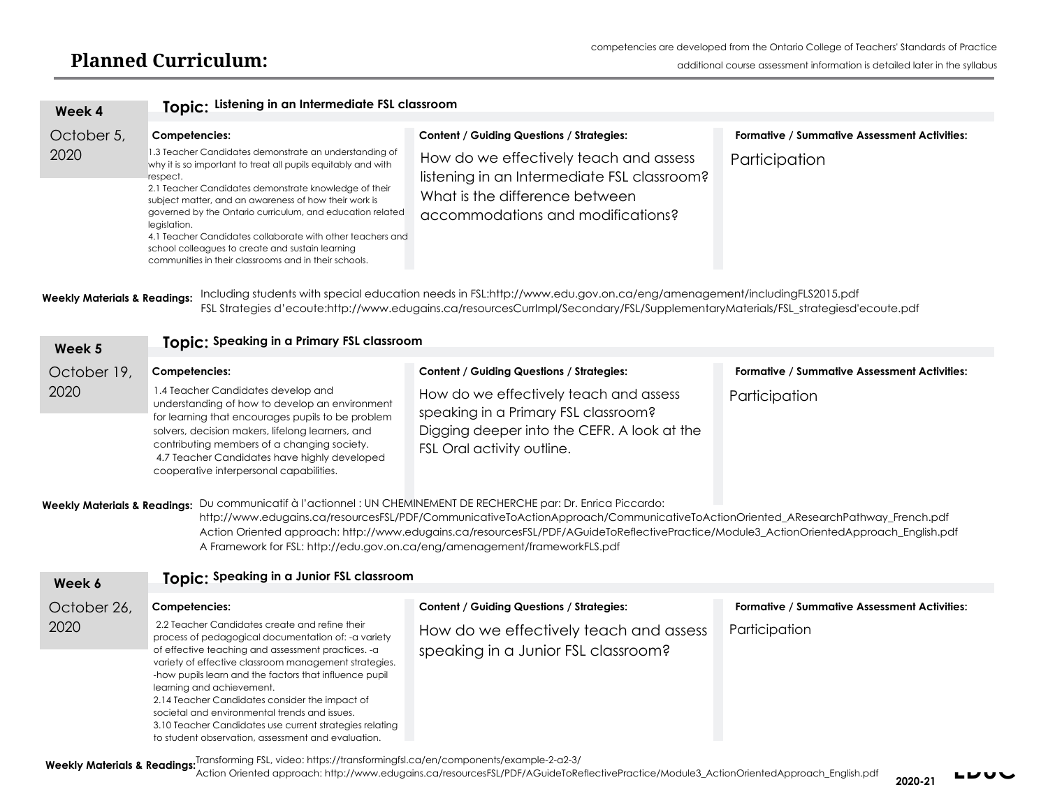## Planned Curriculum:

competencies are developed from the Ontario College of Teachers' Standards of Practice

additional course assessment information is detailed later in the syllabus

### Week 4

**October 5, 2020**

**Topic: Listening in an Intermediate FSL classroom**

| Competencies: | Content / Guiding Questions / Strategies: | Formative / Summative Assessment Activities: |
|---|---|---|
| 1.3 Teacher Candidates demonstrate an understanding of why it is so important to treat all pupils equitably and with respect.<br>2.1 Teacher Candidates demonstrate knowledge of their subject matter, and an awareness of how their work is governed by the Ontario curriculum, and education related legislation.<br>4.1 Teacher Candidates collaborate with other teachers and school colleagues to create and sustain learning communities in their classrooms and in their schools. | How do we effectively teach and assess listening in an Intermediate FSL classroom? What is the difference between accommodations and modifications? | Participation |

**Weekly Materials & Readings:** Including students with special education needs in FSL:http://www.edu.gov.on.ca/eng/amenagement/includingFLS2015.pdf
FSL Strategies d'ecoute:http://www.edugains.ca/resourcesCurrImpl/Secondary/FSL/SupplementaryMaterials/FSL_strategiesd'ecoute.pdf

### Week 5

**October 19, 2020**

**Topic: Speaking in a Primary FSL classroom**

| Competencies: | Content / Guiding Questions / Strategies: | Formative / Summative Assessment Activities: |
|---|---|---|
| 1.4 Teacher Candidates develop and understanding of how to develop an environment for learning that encourages pupils to be problem solvers, decision makers, lifelong learners, and contributing members of a changing society.<br>4.7 Teacher Candidates have highly developed cooperative interpersonal capabilities. | How do we effectively teach and assess speaking in a Primary FSL classroom? Digging deeper into the CEFR. A look at the FSL Oral activity outline. | Participation |

**Weekly Materials & Readings:** Du communicatif à l'actionnel : UN CHEMINEMENT DE RECHERCHE par: Dr. Enrica Piccardo:
http://www.edugains.ca/resourcesFSL/PDF/CommunicativeToActionApproach/CommunicativeToActionOriented_AResearchPathway_French.pdf
Action Oriented approach: http://www.edugains.ca/resourcesFSL/PDF/AGuideToReflectivePractice/Module3_ActionOrientedApproach_English.pdf
A Framework for FSL: http://edu.gov.on.ca/eng/amenagement/frameworkFLS.pdf

### Week 6

**October 26, 2020**

**Topic: Speaking in a Junior FSL classroom**

| Competencies: | Content / Guiding Questions / Strategies: | Formative / Summative Assessment Activities: |
|---|---|---|
| 2.2 Teacher Candidates create and refine their process of pedagogical documentation of: -a variety of effective teaching and assessment practices. -a variety of effective classroom management strategies. -how pupils learn and the factors that influence pupil learning and achievement.<br>2.14 Teacher Candidates consider the impact of societal and environmental trends and issues.<br>3.10 Teacher Candidates use current strategies relating to student observation, assessment and evaluation. | How do we effectively teach and assess speaking in a Junior FSL classroom? | Participation |

**Weekly Materials & Readings:** Transforming FSL, video: https://transformingfsl.ca/en/components/example-2-a2-3/
Action Oriented approach: http://www.edugains.ca/resourcesFSL/PDF/AGuideToReflectivePractice/Module3_ActionOrientedApproach_English.pdf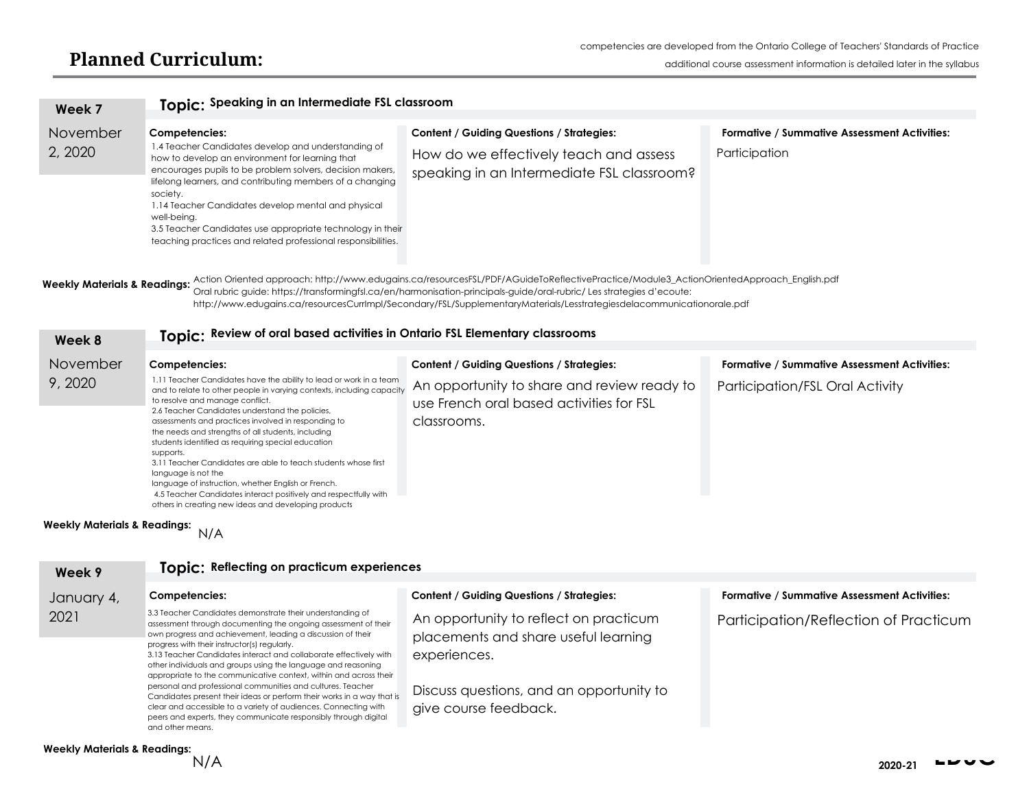# Planned Curriculum:

competencies are developed from the Ontario College of Teachers' Standards of Practice

additional course assessment information is detailed later in the syllabus

## Week 7

**Topic: Speaking in an Intermediate FSL classroom**

November 2, 2020

**Competencies:**

1.4 Teacher Candidates develop and understanding of how to develop an environment for learning that encourages pupils to be problem solvers, decision makers, lifelong learners, and contributing members of a changing society.
1.14 Teacher Candidates develop mental and physical well-being.
3.5 Teacher Candidates use appropriate technology in their teaching practices and related professional responsibilities.

**Content / Guiding Questions / Strategies:**

How do we effectively teach and assess speaking in an Intermediate FSL classroom?

**Formative / Summative Assessment Activities:**

Participation

**Weekly Materials & Readings:** Action Oriented approach: http://www.edugains.ca/resourcesFSL/PDF/AGuideToReflectivePractice/Module3_ActionOrientedApproach_English.pdf
Oral rubric guide: https://transformingfsl.ca/en/harmonisation-principals-guide/oral-rubric/ Les strategies d'ecoute:
http://www.edugains.ca/resourcesCurrImpl/Secondary/FSL/SupplementaryMaterials/Lesstrategiesdelacommunicationorale.pdf

## Week 8

**Topic: Review of oral based activities in Ontario FSL Elementary classrooms**

November 9, 2020

**Competencies:**

1.11 Teacher Candidates have the ability to lead or work in a team and to relate to other people in varying contexts, including capacity to resolve and manage conflict.
2.6 Teacher Candidates understand the policies, assessments and practices involved in responding to the needs and strengths of all students, including students identified as requiring special education supports.
3.11 Teacher Candidates are able to teach students whose first language is not the language of instruction, whether English or French.
4.5 Teacher Candidates interact positively and respectfully with others in creating new ideas and developing products

**Content / Guiding Questions / Strategies:**

An opportunity to share and review ready to use French oral based activities for FSL classrooms.

**Formative / Summative Assessment Activities:**

Participation/FSL Oral Activity

**Weekly Materials & Readings:** N/A

## Week 9

**Topic: Reflecting on practicum experiences**

January 4, 2021

**Competencies:**

3.3 Teacher Candidates demonstrate their understanding of assessment through documenting the ongoing assessment of their own progress and achievement, leading a discussion of their progress with their instructor(s) regularly.
3.13 Teacher Candidates interact and collaborate effectively with other individuals and groups using the language and reasoning appropriate to the communicative context, within and across their personal and professional communities and cultures. Teacher Candidates present their ideas or perform their works in a way that is clear and accessible to a variety of audiences. Connecting with peers and experts, they communicate responsibly through digital and other means.

**Content / Guiding Questions / Strategies:**

An opportunity to reflect on practicum placements and share useful learning experiences.

Discuss questions, and an opportunity to give course feedback.

**Formative / Summative Assessment Activities:**

Participation/Reflection of Practicum

**Weekly Materials & Readings:** N/A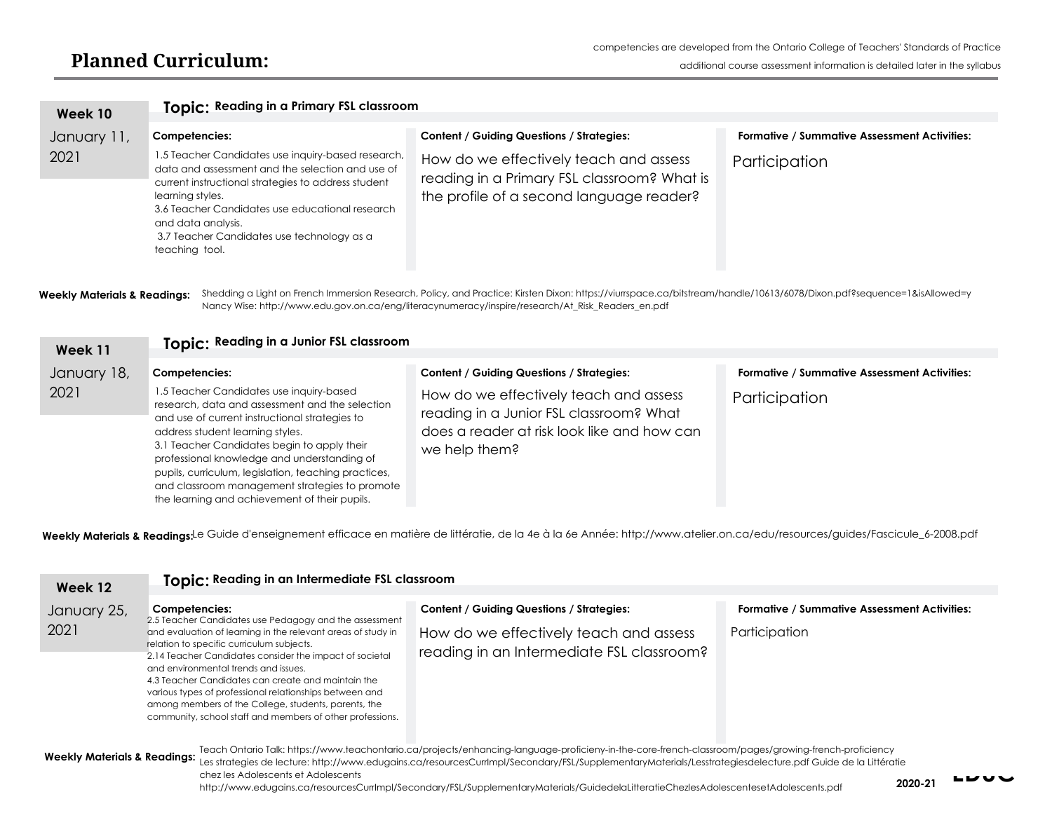## Planned Curriculum:

competencies are developed from the Ontario College of Teachers' Standards of Practice

additional course assessment information is detailed later in the syllabus

### Week 10 — January 11, 2021

**Topic: Reading in a Primary FSL classroom**

| Competencies: | Content / Guiding Questions / Strategies: | Formative / Summative Assessment Activities: |
|---|---|---|
| 1.5 Teacher Candidates use inquiry-based research, data and assessment and the selection and use of current instructional strategies to address student learning styles.<br>3.6 Teacher Candidates use educational research and data analysis.<br>3.7 Teacher Candidates use technology as a teaching tool. | How do we effectively teach and assess reading in a Primary FSL classroom? What is the profile of a second language reader? | Participation |

**Weekly Materials & Readings:** Shedding a Light on French Immersion Research, Policy, and Practice: Kirsten Dixon: https://viurrspace.ca/bitstream/handle/10613/6078/Dixon.pdf?sequence=1&isAllowed=y
Nancy Wise: http://www.edu.gov.on.ca/eng/literacynumeracy/inspire/research/At_Risk_Readers_en.pdf

### Week 11 — January 18, 2021

**Topic: Reading in a Junior FSL classroom**

| Competencies: | Content / Guiding Questions / Strategies: | Formative / Summative Assessment Activities: |
|---|---|---|
| 1.5 Teacher Candidates use inquiry-based research, data and assessment and the selection and use of current instructional strategies to address student learning styles.<br>3.1 Teacher Candidates begin to apply their professional knowledge and understanding of pupils, curriculum, legislation, teaching practices, and classroom management strategies to promote the learning and achievement of their pupils. | How do we effectively teach and assess reading in a Junior FSL classroom? What does a reader at risk look like and how can we help them? | Participation |

**Weekly Materials & Readings:** Le Guide d'enseignement efficace en matière de littératie, de la 4e à la 6e Année: http://www.atelier.on.ca/edu/resources/guides/Fascicule_6-2008.pdf

### Week 12 — January 25, 2021

**Topic: Reading in an Intermediate FSL classroom**

| Competencies: | Content / Guiding Questions / Strategies: | Formative / Summative Assessment Activities: |
|---|---|---|
| 2.5 Teacher Candidates use Pedagogy and the assessment and evaluation of learning in the relevant areas of study in relation to specific curriculum subjects.<br>2.14 Teacher Candidates consider the impact of societal and environmental trends and issues.<br>4.3 Teacher Candidates can create and maintain the various types of professional relationships between and among members of the College, students, parents, the community, school staff and members of other professions. | How do we effectively teach and assess reading in an Intermediate FSL classroom? | Participation |

**Weekly Materials & Readings:** Teach Ontario Talk: https://www.teachontario.ca/projects/enhancing-language-proficieny-in-the-core-french-classroom/pages/growing-french-proficiency
Les strategies de lecture: http://www.edugains.ca/resourcesCurrImpl/Secondary/FSL/SupplementaryMaterials/Lesstrategiesdelecture.pdf Guide de la Littératie chez les Adolescents et Adolescents
http://www.edugains.ca/resourcesCurrImpl/Secondary/FSL/SupplementaryMaterials/GuidedelaLitteratieChezlesAdolescentesetAdolescents.pdf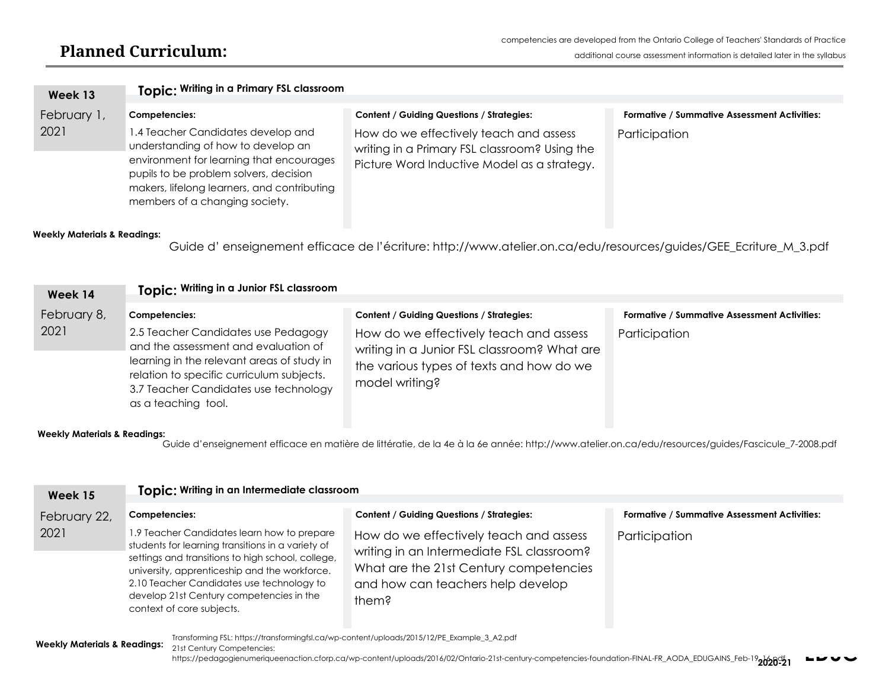## Planned Curriculum:

competencies are developed from the Ontario College of Teachers' Standards of Practice

additional course assessment information is detailed later in the syllabus

### Week 13

**February 1, 2021**

**Topic: Writing in a Primary FSL classroom**

| Competencies: | Content / Guiding Questions / Strategies: | Formative / Summative Assessment Activities: |
|---|---|---|
| 1.4 Teacher Candidates develop and understanding of how to develop an environment for learning that encourages pupils to be problem solvers, decision makers, lifelong learners, and contributing members of a changing society. | How do we effectively teach and assess writing in a Primary FSL classroom? Using the Picture Word Inductive Model as a strategy. | Participation |

**Weekly Materials & Readings:**

Guide d' enseignement efficace de l'écriture: http://www.atelier.on.ca/edu/resources/guides/GEE_Ecriture_M_3.pdf

### Week 14

**February 8, 2021**

**Topic: Writing in a Junior FSL classroom**

| Competencies: | Content / Guiding Questions / Strategies: | Formative / Summative Assessment Activities: |
|---|---|---|
| 2.5 Teacher Candidates use Pedagogy and the assessment and evaluation of learning in the relevant areas of study in relation to specific curriculum subjects.<br>3.7 Teacher Candidates use technology as a teaching tool. | How do we effectively teach and assess writing in a Junior FSL classroom? What are the various types of texts and how do we model writing? | Participation |

**Weekly Materials & Readings:**

Guide d'enseignement efficace en matière de littératie, de la 4e à la 6e année: http://www.atelier.on.ca/edu/resources/guides/Fascicule_7-2008.pdf

### Week 15

**February 22, 2021**

**Topic: Writing in an Intermediate classroom**

| Competencies: | Content / Guiding Questions / Strategies: | Formative / Summative Assessment Activities: |
|---|---|---|
| 1.9 Teacher Candidates learn how to prepare students for learning transitions in a variety of settings and transitions to high school, college, university, apprenticeship and the workforce.<br>2.10 Teacher Candidates use technology to develop 21st Century competencies in the context of core subjects. | How do we effectively teach and assess writing in an Intermediate FSL classroom? What are the 21st Century competencies and how can teachers help develop them? | Participation |

**Weekly Materials & Readings:**

Transforming FSL: https://transformingfsl.ca/wp-content/uploads/2015/12/PE_Example_3_A2.pdf

21st Century Competencies:
https://pedagogienumeriqueenaction.cforp.ca/wp-content/uploads/2016/02/Ontario-21st-century-competencies-foundation-FINAL-FR_AODA_EDUGAINS_Feb-19-16.pdf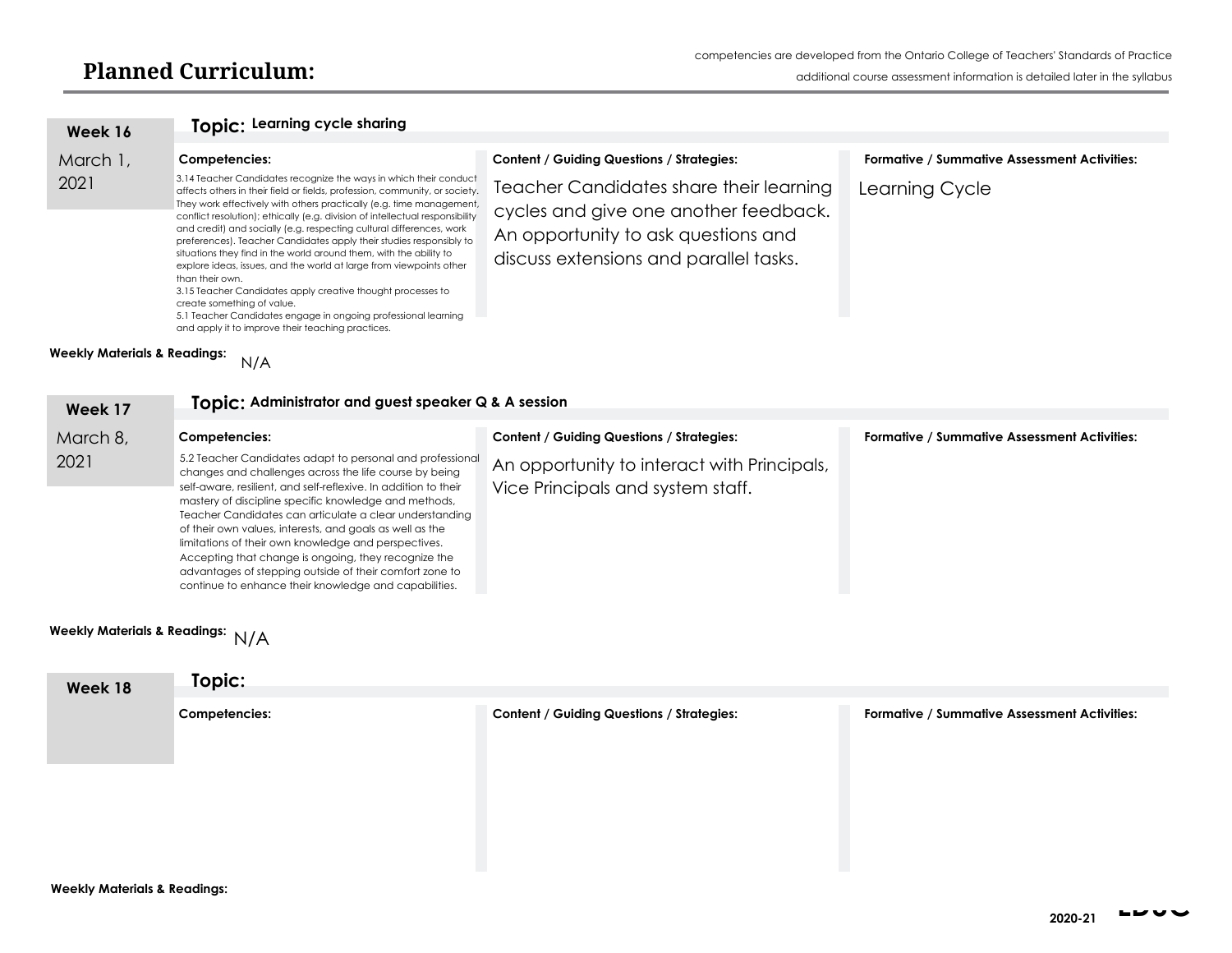# Planned Curriculum:

competencies are developed from the Ontario College of Teachers' Standards of Practice

additional course assessment information is detailed later in the syllabus

## Week 16

March 1, 2021

**Topic:** Learning cycle sharing

**Competencies:**

3.14 Teacher Candidates recognize the ways in which their conduct affects others in their field or fields, profession, community, or society. They work effectively with others practically (e.g. time management, conflict resolution); ethically (e.g. division of intellectual responsibility and credit) and socially (e.g. respecting cultural differences, work preferences). Teacher Candidates apply their studies responsibly to situations they find in the world around them, with the ability to explore ideas, issues, and the world at large from viewpoints other than their own.
3.15 Teacher Candidates apply creative thought processes to create something of value.
5.1 Teacher Candidates engage in ongoing professional learning and apply it to improve their teaching practices.

**Content / Guiding Questions / Strategies:**

Teacher Candidates share their learning cycles and give one another feedback. An opportunity to ask questions and discuss extensions and parallel tasks.

**Formative / Summative Assessment Activities:**

Learning Cycle

**Weekly Materials & Readings:** N/A

## Week 17

March 8, 2021

**Topic:** Administrator and guest speaker Q & A session

**Competencies:**

5.2 Teacher Candidates adapt to personal and professional changes and challenges across the life course by being self-aware, resilient, and self-reflexive. In addition to their mastery of discipline specific knowledge and methods, Teacher Candidates can articulate a clear understanding of their own values, interests, and goals as well as the limitations of their own knowledge and perspectives. Accepting that change is ongoing, they recognize the advantages of stepping outside of their comfort zone to continue to enhance their knowledge and capabilities.

**Content / Guiding Questions / Strategies:**

An opportunity to interact with Principals, Vice Principals and system staff.

**Formative / Summative Assessment Activities:**

**Weekly Materials & Readings:** N/A

## Week 18

**Topic:**

**Competencies:**

**Content / Guiding Questions / Strategies:**

**Formative / Summative Assessment Activities:**

**Weekly Materials & Readings:**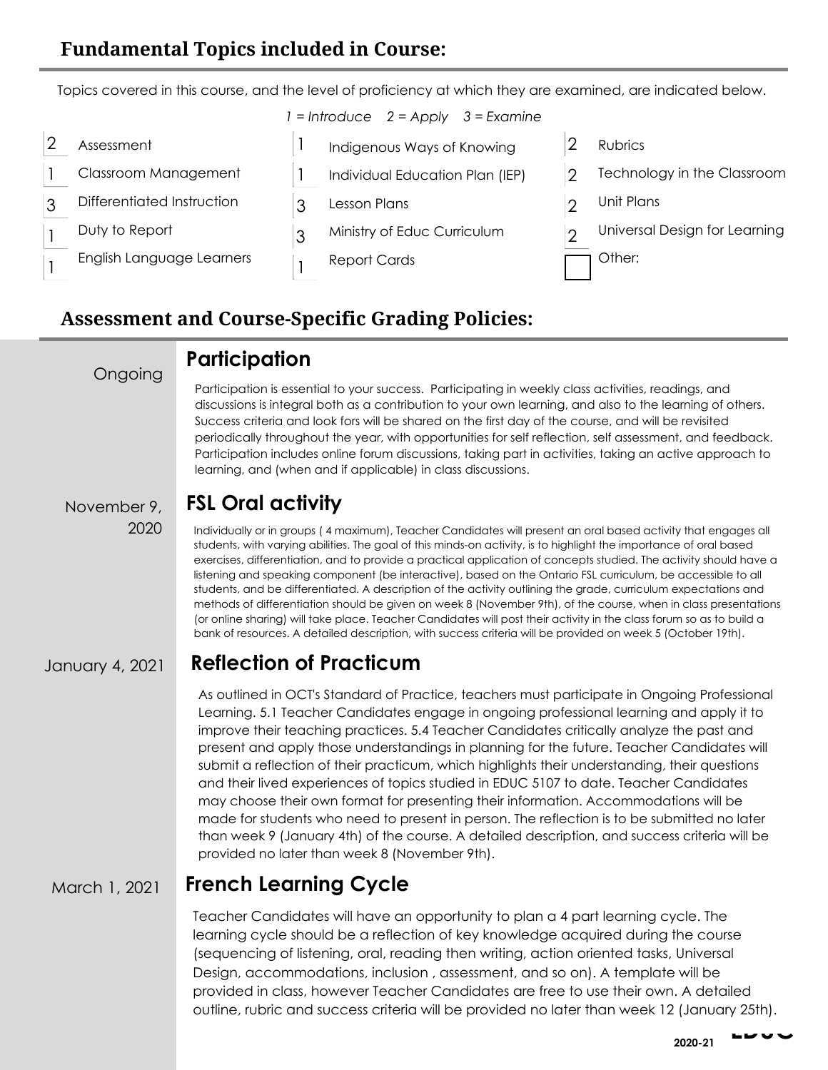## Fundamental Topics included in Course:

Topics covered in this course, and the level of proficiency at which they are examined, are indicated below.

*1 = Introduce 2 = Apply 3 = Examine*

| | | | | | |
|---|---|---|---|---|---|
| 2 | Assessment | 1 | Indigenous Ways of Knowing | 2 | Rubrics |
| 1 | Classroom Management | 1 | Individual Education Plan (IEP) | 2 | Technology in the Classroom |
| 3 | Differentiated Instruction | 3 | Lesson Plans | 2 | Unit Plans |
| 1 | Duty to Report | 3 | Ministry of Educ Curriculum | 2 | Universal Design for Learning |
| 1 | English Language Learners | 1 | Report Cards | | Other: |

## Assessment and Course-Specific Grading Policies:

Ongoing

### Participation

Participation is essential to your success. Participating in weekly class activities, readings, and discussions is integral both as a contribution to your own learning, and also to the learning of others. Success criteria and look fors will be shared on the first day of the course, and will be revisited periodically throughout the year, with opportunities for self reflection, self assessment, and feedback. Participation includes online forum discussions, taking part in activities, taking an active approach to learning, and (when and if applicable) in class discussions.

November 9, 2020

### FSL Oral activity

Individually or in groups ( 4 maximum), Teacher Candidates will present an oral based activity that engages all students, with varying abilities. The goal of this minds-on activity, is to highlight the importance of oral based exercises, differentiation, and to provide a practical application of concepts studied. The activity should have a listening and speaking component (be interactive), based on the Ontario FSL curriculum, be accessible to all students, and be differentiated. A description of the activity outlining the grade, curriculum expectations and methods of differentiation should be given on week 8 (November 9th), of the course, when in class presentations (or online sharing) will take place. Teacher Candidates will post their activity in the class forum so as to build a bank of resources. A detailed description, with success criteria will be provided on week 5 (October 19th).

January 4, 2021

### Reflection of Practicum

As outlined in OCT's Standard of Practice, teachers must participate in Ongoing Professional Learning. 5.1 Teacher Candidates engage in ongoing professional learning and apply it to improve their teaching practices. 5.4 Teacher Candidates critically analyze the past and present and apply those understandings in planning for the future. Teacher Candidates will submit a reflection of their practicum, which highlights their understanding, their questions and their lived experiences of topics studied in EDUC 5107 to date. Teacher Candidates may choose their own format for presenting their information. Accommodations will be made for students who need to present in person. The reflection is to be submitted no later than week 9 (January 4th) of the course. A detailed description, and success criteria will be provided no later than week 8 (November 9th).

March 1, 2021

### French Learning Cycle

Teacher Candidates will have an opportunity to plan a 4 part learning cycle. The learning cycle should be a reflection of key knowledge acquired during the course (sequencing of listening, oral, reading then writing, action oriented tasks, Universal Design, accommodations, inclusion , assessment, and so on). A template will be provided in class, however Teacher Candidates are free to use their own. A detailed outline, rubric and success criteria will be provided no later than week 12 (January 25th).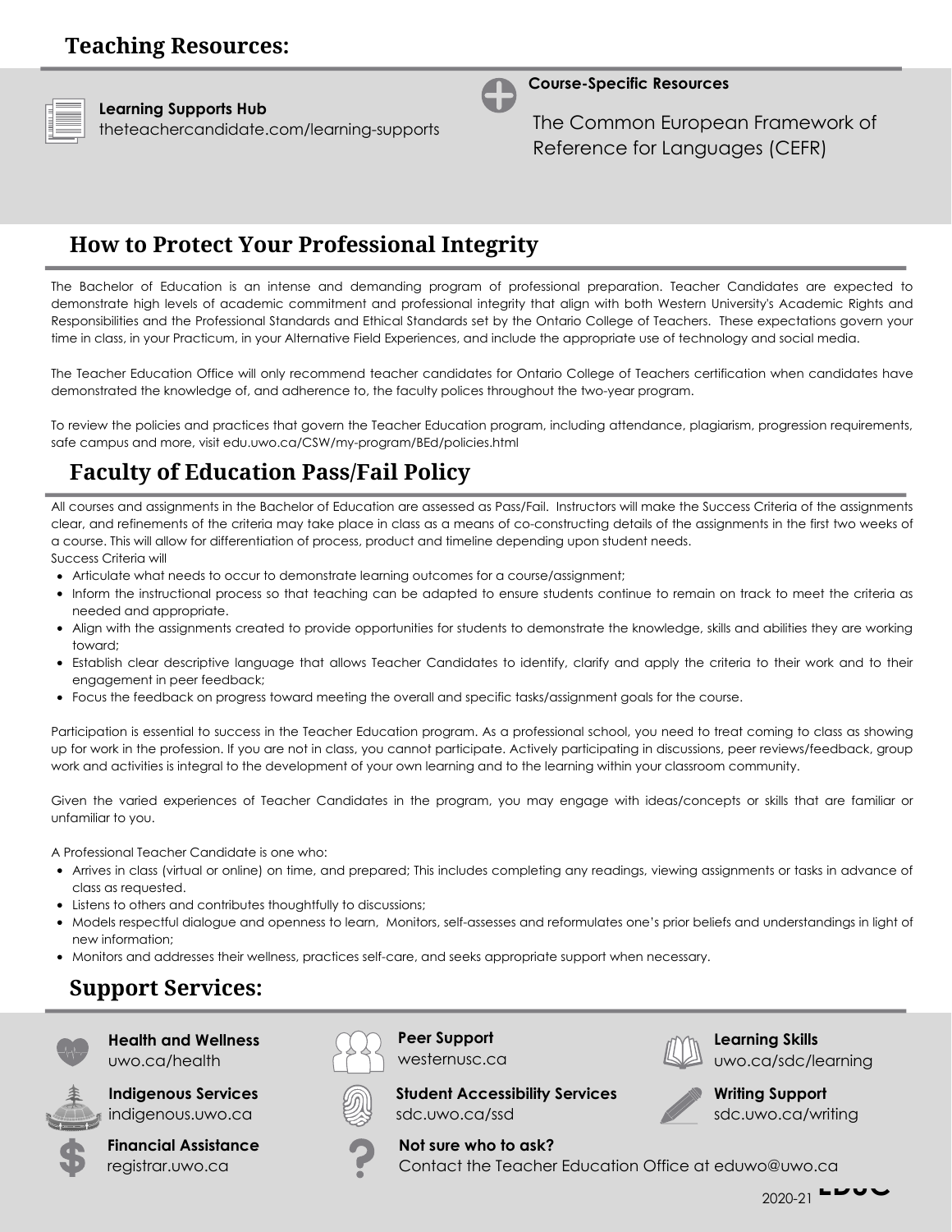## Teaching Resources:

**Learning Supports Hub**
theteachercandidate.com/learning-supports

**Course-Specific Resources**

The Common European Framework of Reference for Languages (CEFR)

## How to Protect Your Professional Integrity

The Bachelor of Education is an intense and demanding program of professional preparation. Teacher Candidates are expected to demonstrate high levels of academic commitment and professional integrity that align with both Western University's Academic Rights and Responsibilities and the Professional Standards and Ethical Standards set by the Ontario College of Teachers. These expectations govern your time in class, in your Practicum, in your Alternative Field Experiences, and include the appropriate use of technology and social media.

The Teacher Education Office will only recommend teacher candidates for Ontario College of Teachers certification when candidates have demonstrated the knowledge of, and adherence to, the faculty polices throughout the two-year program.

To review the policies and practices that govern the Teacher Education program, including attendance, plagiarism, progression requirements, safe campus and more, visit edu.uwo.ca/CSW/my-program/BEd/policies.html

## Faculty of Education Pass/Fail Policy

All courses and assignments in the Bachelor of Education are assessed as Pass/Fail. Instructors will make the Success Criteria of the assignments clear, and refinements of the criteria may take place in class as a means of co-constructing details of the assignments in the first two weeks of a course. This will allow for differentiation of process, product and timeline depending upon student needs.
Success Criteria will

- Articulate what needs to occur to demonstrate learning outcomes for a course/assignment;
- Inform the instructional process so that teaching can be adapted to ensure students continue to remain on track to meet the criteria as needed and appropriate.
- Align with the assignments created to provide opportunities for students to demonstrate the knowledge, skills and abilities they are working toward;
- Establish clear descriptive language that allows Teacher Candidates to identify, clarify and apply the criteria to their work and to their engagement in peer feedback;
- Focus the feedback on progress toward meeting the overall and specific tasks/assignment goals for the course.

Participation is essential to success in the Teacher Education program. As a professional school, you need to treat coming to class as showing up for work in the profession. If you are not in class, you cannot participate. Actively participating in discussions, peer reviews/feedback, group work and activities is integral to the development of your own learning and to the learning within your classroom community.

Given the varied experiences of Teacher Candidates in the program, you may engage with ideas/concepts or skills that are familiar or unfamiliar to you.

A Professional Teacher Candidate is one who:

- Arrives in class (virtual or online) on time, and prepared; This includes completing any readings, viewing assignments or tasks in advance of class as requested.
- Listens to others and contributes thoughtfully to discussions;
- Models respectful dialogue and openness to learn, Monitors, self-assesses and reformulates one's prior beliefs and understandings in light of new information;
- Monitors and addresses their wellness, practices self-care, and seeks appropriate support when necessary.

## Support Services:

**Health and Wellness**
uwo.ca/health

**Peer Support**
westernusc.ca

**Learning Skills**
uwo.ca/sdc/learning

**Indigenous Services**
indigenous.uwo.ca

**Student Accessibility Services**
sdc.uwo.ca/ssd

**Writing Support**
sdc.uwo.ca/writing

**Financial Assistance**
registrar.uwo.ca

**Not sure who to ask?**
Contact the Teacher Education Office at eduwo@uwo.ca

2020-21